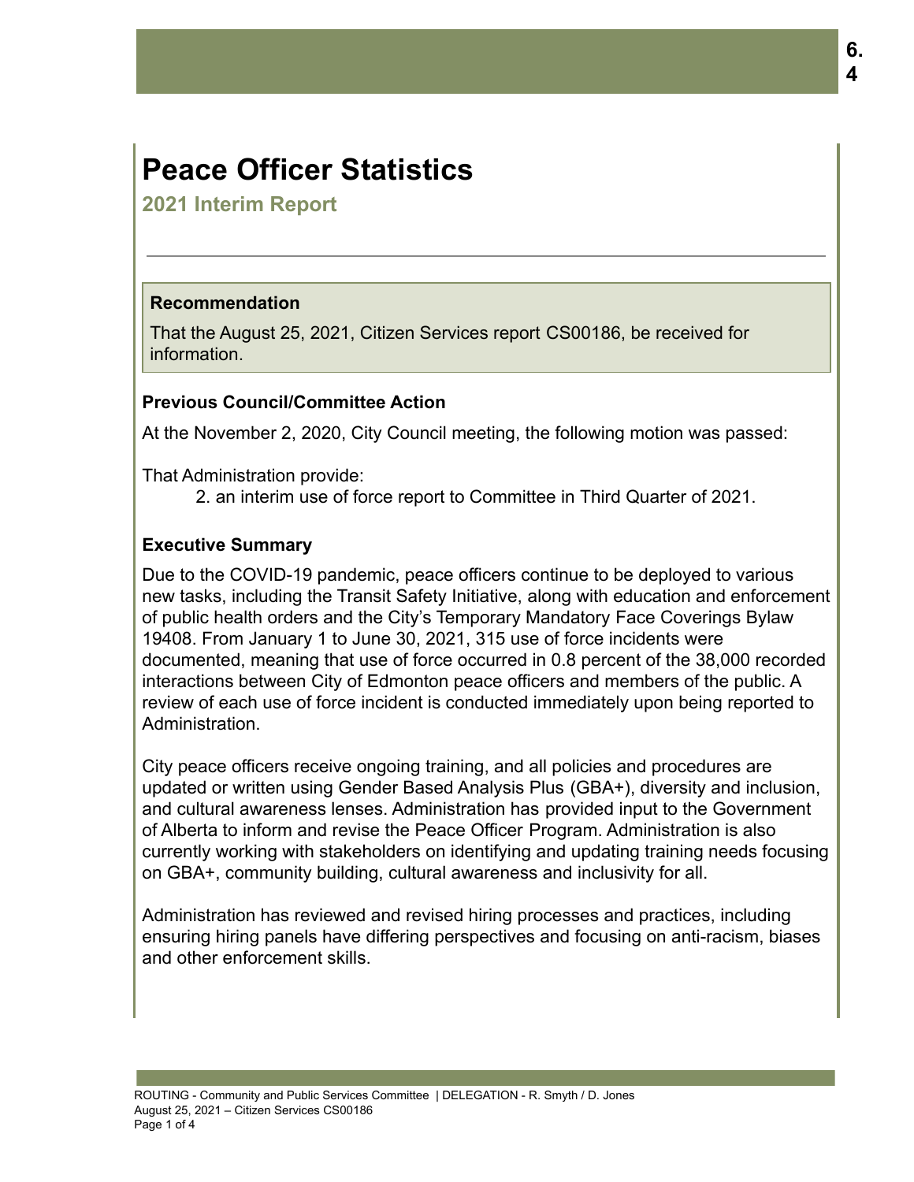# Peace Officer Statistics

## 2021 Interim Report

**Recommendation**

That the August 25, 2021, Citizen Services report CS00186, be received for information.

**Previous Council/Committee Action**

At the November 2, 2020, City Council meeting, the following motion was passed:

That Administration provide:

2. an interim use of force report to Committee in Third Quarter of 2021.

**Executive Summary**

Due to the COVID-19 pandemic, peace officers continue to be deployed to various new tasks, including the Transit Safety Initiative, along with education and enforcement of public health orders and the City's Temporary Mandatory Face Coverings Bylaw 19408. From January 1 to June 30, 2021, 315 use of force incidents were documented, meaning that use of force occurred in 0.8 percent of the 38,000 recorded interactions between City of Edmonton peace officers and members of the public. A review of each use of force incident is conducted immediately upon being reported to Administration.

City peace officers receive ongoing training, and all policies and procedures are updated or written using Gender Based Analysis Plus (GBA+), diversity and inclusion, and cultural awareness lenses. Administration has provided input to the Government of Alberta to inform and revise the Peace Officer Program. Administration is also currently working with stakeholders on identifying and updating training needs focusing on GBA+, community building, cultural awareness and inclusivity for all.

Administration has reviewed and revised hiring processes and practices, including ensuring hiring panels have differing perspectives and focusing on anti-racism, biases and other enforcement skills.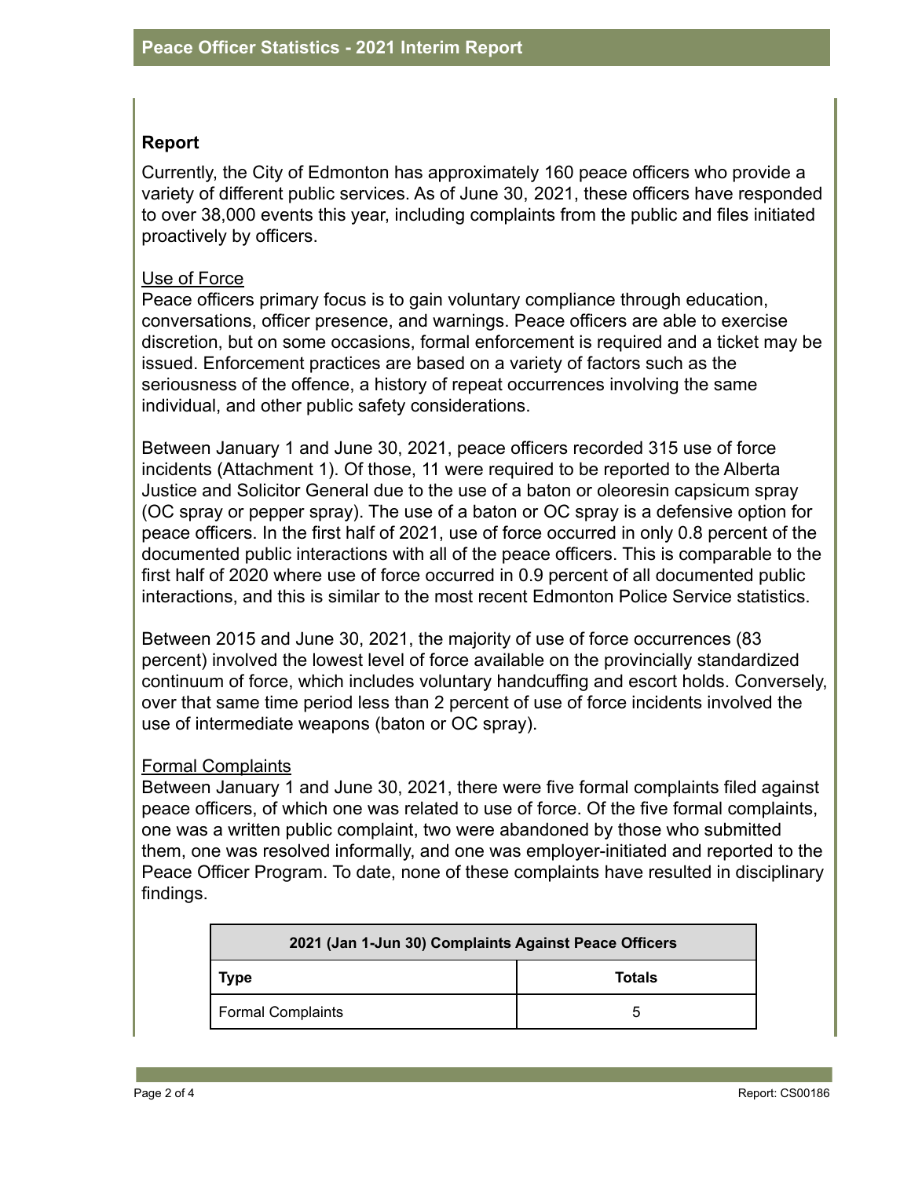## Report

Currently, the City of Edmonton has approximately 160 peace officers who provide a variety of different public services. As of June 30, 2021, these officers have responded to over 38,000 events this year, including complaints from the public and files initiated proactively by officers.

### Use of Force

Peace officers primary focus is to gain voluntary compliance through education, conversations, officer presence, and warnings. Peace officers are able to exercise discretion, but on some occasions, formal enforcement is required and a ticket may be issued. Enforcement practices are based on a variety of factors such as the seriousness of the offence, a history of repeat occurrences involving the same individual, and other public safety considerations.

Between January 1 and June 30, 2021, peace officers recorded 315 use of force incidents (Attachment 1). Of those, 11 were required to be reported to the Alberta Justice and Solicitor General due to the use of a baton or oleoresin capsicum spray (OC spray or pepper spray). The use of a baton or OC spray is a defensive option for peace officers. In the first half of 2021, use of force occurred in only 0.8 percent of the documented public interactions with all of the peace officers. This is comparable to the first half of 2020 where use of force occurred in 0.9 percent of all documented public interactions, and this is similar to the most recent Edmonton Police Service statistics.

Between 2015 and June 30, 2021, the majority of use of force occurrences (83 percent) involved the lowest level of force available on the provincially standardized continuum of force, which includes voluntary handcuffing and escort holds. Conversely, over that same time period less than 2 percent of use of force incidents involved the use of intermediate weapons (baton or OC spray).

### Formal Complaints

Between January 1 and June 30, 2021, there were five formal complaints filed against peace officers, of which one was related to use of force. Of the five formal complaints, one was a written public complaint, two were abandoned by those who submitted them, one was resolved informally, and one was employer-initiated and reported to the Peace Officer Program. To date, none of these complaints have resulted in disciplinary findings.

| 2021 (Jan 1-Jun 30) Complaints Against Peace Officers | |
|---|---|
| **Type** | **Totals** |
| Formal Complaints | 5 |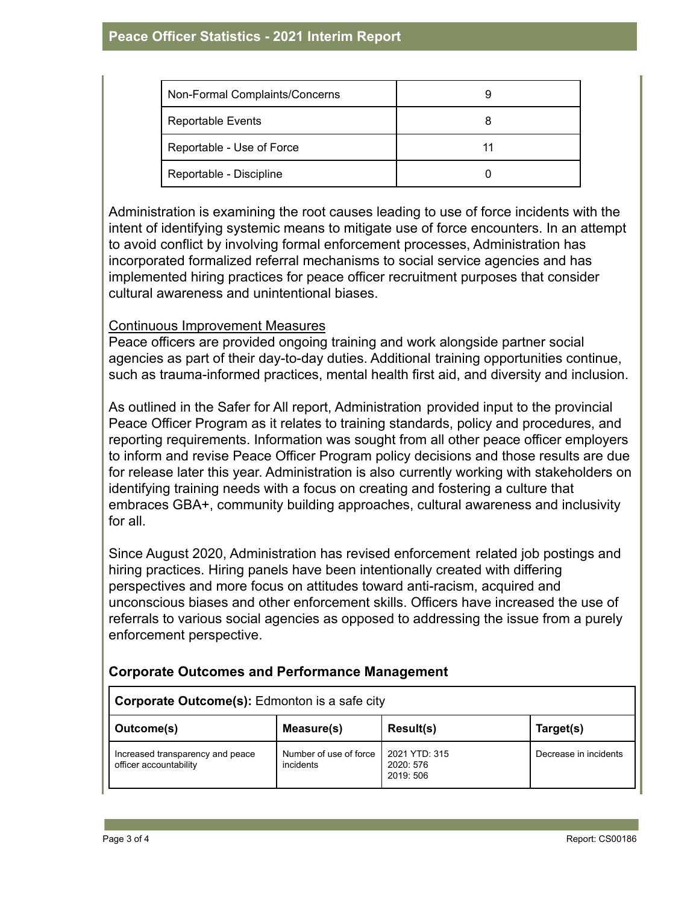| Non-Formal Complaints/Concerns | 9 |
|---|---|
| Reportable Events | 8 |
| Reportable - Use of Force | 11 |
| Reportable - Discipline | 0 |

Administration is examining the root causes leading to use of force incidents with the intent of identifying systemic means to mitigate use of force encounters. In an attempt to avoid conflict by involving formal enforcement processes, Administration has incorporated formalized referral mechanisms to social service agencies and has implemented hiring practices for peace officer recruitment purposes that consider cultural awareness and unintentional biases.

Continuous Improvement Measures

Peace officers are provided ongoing training and work alongside partner social agencies as part of their day-to-day duties. Additional training opportunities continue, such as trauma-informed practices, mental health first aid, and diversity and inclusion.

As outlined in the Safer for All report, Administration provided input to the provincial Peace Officer Program as it relates to training standards, policy and procedures, and reporting requirements. Information was sought from all other peace officer employers to inform and revise Peace Officer Program policy decisions and those results are due for release later this year. Administration is also currently working with stakeholders on identifying training needs with a focus on creating and fostering a culture that embraces GBA+, community building approaches, cultural awareness and inclusivity for all.

Since August 2020, Administration has revised enforcement related job postings and hiring practices. Hiring panels have been intentionally created with differing perspectives and more focus on attitudes toward anti-racism, acquired and unconscious biases and other enforcement skills. Officers have increased the use of referrals to various social agencies as opposed to addressing the issue from a purely enforcement perspective.

### Corporate Outcomes and Performance Management

| **Corporate Outcome(s):** Edmonton is a safe city | | | |
|---|---|---|---|
| **Outcome(s)** | **Measure(s)** | **Result(s)** | **Target(s)** |
| Increased transparency and peace officer accountability | Number of use of force incidents | 2021 YTD: 315<br>2020: 576<br>2019: 506 | Decrease in incidents |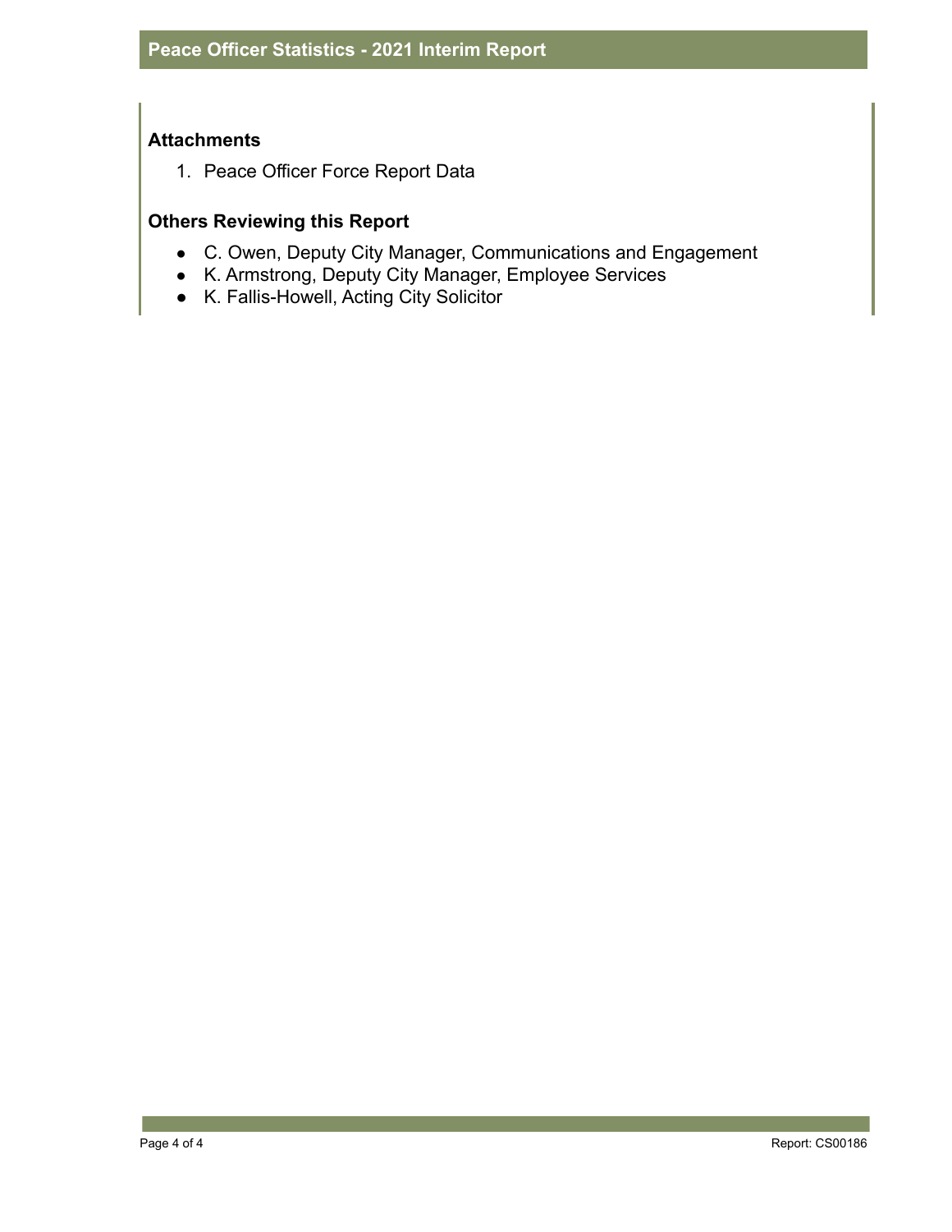### Attachments

1. Peace Officer Force Report Data

### Others Reviewing this Report

- C. Owen, Deputy City Manager, Communications and Engagement
- K. Armstrong, Deputy City Manager, Employee Services
- K. Fallis-Howell, Acting City Solicitor